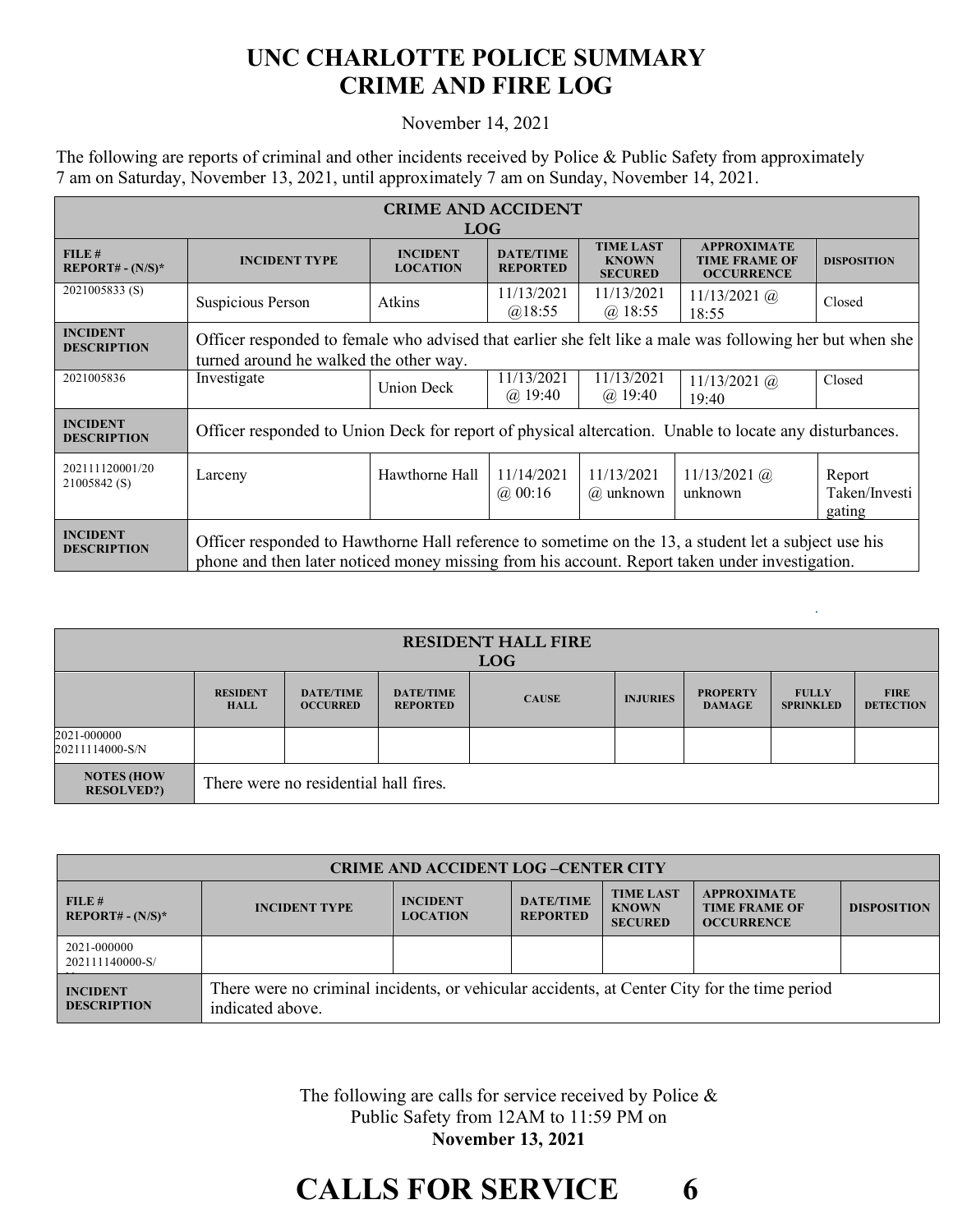# UNC CHARLOTTE POLICE SUMMARY
# CRIME AND FIRE LOG

November 14, 2021

The following are reports of criminal and other incidents received by Police & Public Safety from approximately 7 am on Saturday, November 13, 2021, until approximately 7 am on Sunday, November 14, 2021.

| CRIME AND ACCIDENT LOG | | | | | | |
|---|---|---|---|---|---|---|
| **FILE # REPORT# - (N/S)*** | **INCIDENT TYPE** | **INCIDENT LOCATION** | **DATE/TIME REPORTED** | **TIME LAST KNOWN SECURED** | **APPROXIMATE TIME FRAME OF OCCURRENCE** | **DISPOSITION** |
| 2021005833 (S) | Suspicious Person | Atkins | 11/13/2021 @18:55 | 11/13/2021 @ 18:55 | 11/13/2021 @ 18:55 | Closed |
| **INCIDENT DESCRIPTION** | Officer responded to female who advised that earlier she felt like a male was following her but when she turned around he walked the other way. | | | | | |
| 2021005836 | Investigate | Union Deck | 11/13/2021 @ 19:40 | 11/13/2021 @ 19:40 | 11/13/2021 @ 19:40 | Closed |
| **INCIDENT DESCRIPTION** | Officer responded to Union Deck for report of physical altercation. Unable to locate any disturbances. | | | | | |
| 202111120001/2021005842 (S) | Larceny | Hawthorne Hall | 11/14/2021 @ 00:16 | 11/13/2021 @ unknown | 11/13/2021 @ unknown | Report Taken/Investigating |
| **INCIDENT DESCRIPTION** | Officer responded to Hawthorne Hall reference to sometime on the 13, a student let a subject use his phone and then later noticed money missing from his account. Report taken under investigation. | | | | | |

| RESIDENT HALL FIRE LOG | | | | | | | | |
|---|---|---|---|---|---|---|---|---|
| | **RESIDENT HALL** | **DATE/TIME OCCURRED** | **DATE/TIME REPORTED** | **CAUSE** | **INJURIES** | **PROPERTY DAMAGE** | **FULLY SPRINKLED** | **FIRE DETECTION** |
| 2021-000000 20211114000-S/N | | | | | | | | |
| **NOTES (HOW RESOLVED?)** | There were no residential hall fires. | | | | | | | |

| CRIME AND ACCIDENT LOG –CENTER CITY | | | | | | |
|---|---|---|---|---|---|---|
| **FILE # REPORT# - (N/S)*** | **INCIDENT TYPE** | **INCIDENT LOCATION** | **DATE/TIME REPORTED** | **TIME LAST KNOWN SECURED** | **APPROXIMATE TIME FRAME OF OCCURRENCE** | **DISPOSITION** |
| 2021-000000 202111140000-S/N | | | | | | |
| **INCIDENT DESCRIPTION** | There were no criminal incidents, or vehicular accidents, at Center City for the time period indicated above. | | | | | |

The following are calls for service received by Police & Public Safety from 12AM to 11:59 PM on **November 13, 2021**

# CALLS FOR SERVICE 6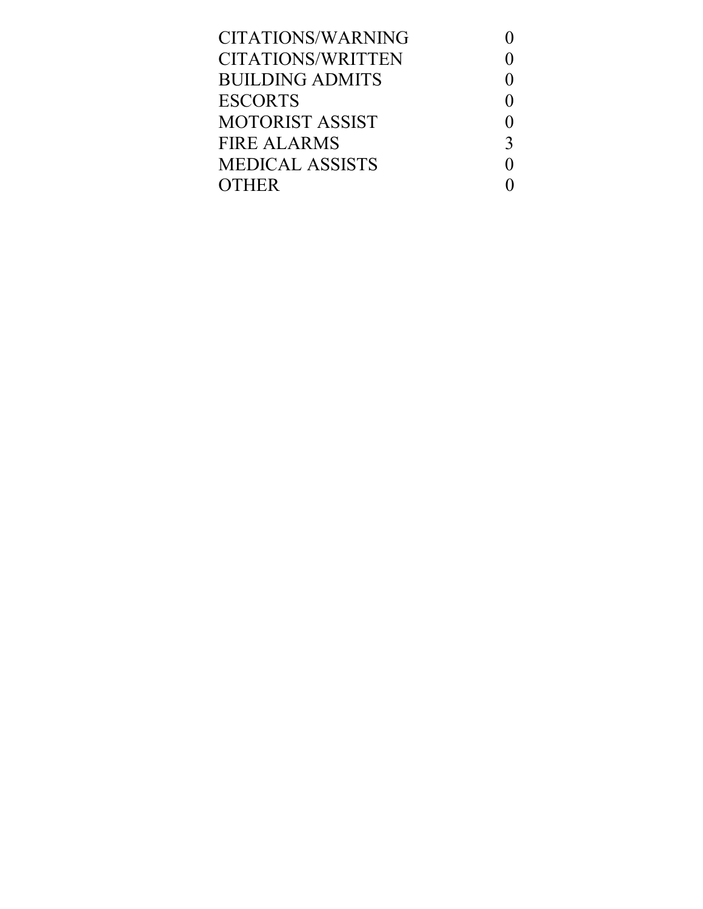| | |
|---|---|
| CITATIONS/WARNING | 0 |
| CITATIONS/WRITTEN | 0 |
| BUILDING ADMITS | 0 |
| ESCORTS | 0 |
| MOTORIST ASSIST | 0 |
| FIRE ALARMS | 3 |
| MEDICAL ASSISTS | 0 |
| OTHER | 0 |